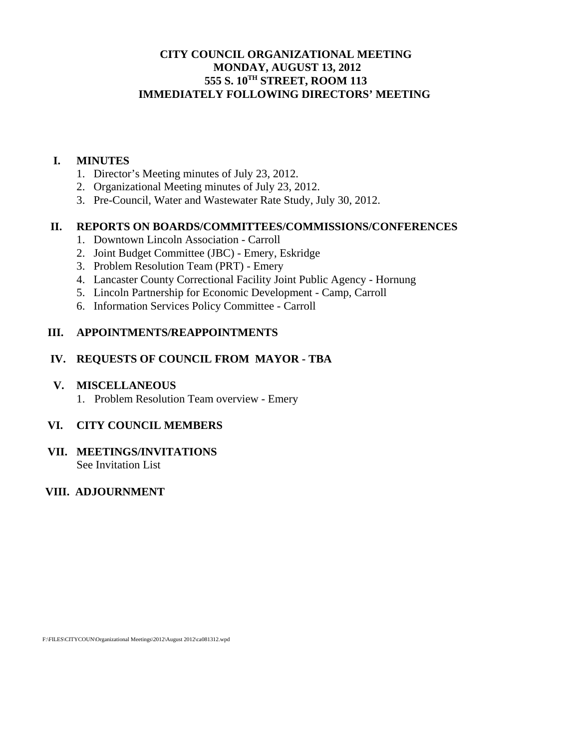# CITY COUNCIL ORGANIZATIONAL MEETING
## MONDAY, AUGUST 13, 2012
## 555 S. 10TH STREET, ROOM 113
## IMMEDIATELY FOLLOWING DIRECTORS' MEETING

**I. MINUTES**

1. Director's Meeting minutes of July 23, 2012.
2. Organizational Meeting minutes of July 23, 2012.
3. Pre-Council, Water and Wastewater Rate Study, July 30, 2012.

**II. REPORTS ON BOARDS/COMMITTEES/COMMISSIONS/CONFERENCES**

1. Downtown Lincoln Association - Carroll
2. Joint Budget Committee (JBC) - Emery, Eskridge
3. Problem Resolution Team (PRT) - Emery
4. Lancaster County Correctional Facility Joint Public Agency - Hornung
5. Lincoln Partnership for Economic Development - Camp, Carroll
6. Information Services Policy Committee - Carroll

**III. APPOINTMENTS/REAPPOINTMENTS**

**IV. REQUESTS OF COUNCIL FROM MAYOR - TBA**

**V. MISCELLANEOUS**

1. Problem Resolution Team overview - Emery

**VI. CITY COUNCIL MEMBERS**

**VII. MEETINGS/INVITATIONS**

See Invitation List

**VIII. ADJOURNMENT**

F:\FILES\CITYCOUN\Organizational Meetings\2012\August 2012\ca081312.wpd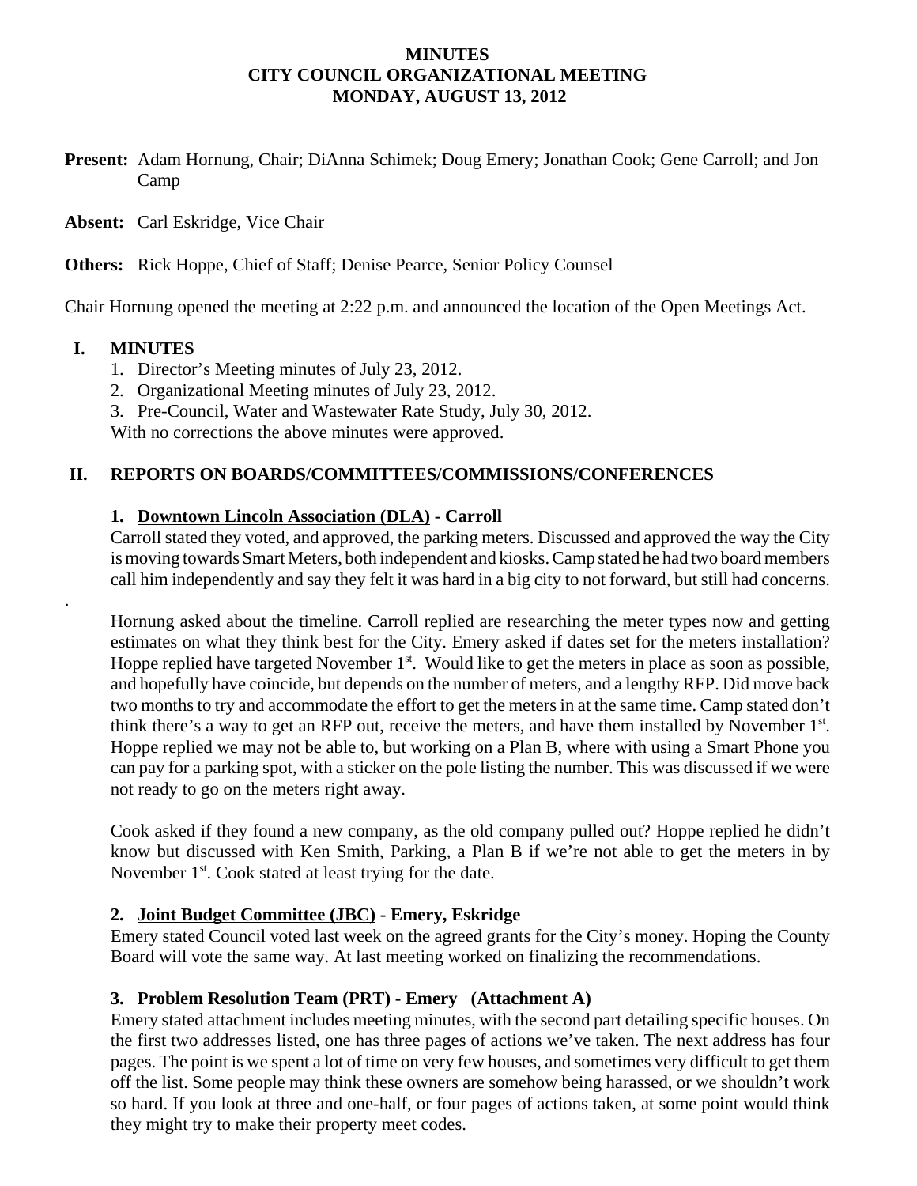**MINUTES**
**CITY COUNCIL ORGANIZATIONAL MEETING**
**MONDAY, AUGUST 13, 2012**

**Present:** Adam Hornung, Chair; DiAnna Schimek; Doug Emery; Jonathan Cook; Gene Carroll; and Jon Camp

**Absent:** Carl Eskridge, Vice Chair

**Others:** Rick Hoppe, Chief of Staff; Denise Pearce, Senior Policy Counsel

Chair Hornung opened the meeting at 2:22 p.m. and announced the location of the Open Meetings Act.

## I. MINUTES

1. Director's Meeting minutes of July 23, 2012.
2. Organizational Meeting minutes of July 23, 2012.
3. Pre-Council, Water and Wastewater Rate Study, July 30, 2012.

With no corrections the above minutes were approved.

## II. REPORTS ON BOARDS/COMMITTEES/COMMISSIONS/CONFERENCES

### 1. Downtown Lincoln Association (DLA) - Carroll

Carroll stated they voted, and approved, the parking meters. Discussed and approved the way the City is moving towards Smart Meters, both independent and kiosks. Camp stated he had two board members call him independently and say they felt it was hard in a big city to not forward, but still had concerns.

.

Hornung asked about the timeline. Carroll replied are researching the meter types now and getting estimates on what they think best for the City. Emery asked if dates set for the meters installation? Hoppe replied have targeted November 1st. Would like to get the meters in place as soon as possible, and hopefully have coincide, but depends on the number of meters, and a lengthy RFP. Did move back two months to try and accommodate the effort to get the meters in at the same time. Camp stated don't think there's a way to get an RFP out, receive the meters, and have them installed by November 1st. Hoppe replied we may not be able to, but working on a Plan B, where with using a Smart Phone you can pay for a parking spot, with a sticker on the pole listing the number. This was discussed if we were not ready to go on the meters right away.

Cook asked if they found a new company, as the old company pulled out? Hoppe replied he didn't know but discussed with Ken Smith, Parking, a Plan B if we're not able to get the meters in by November 1st. Cook stated at least trying for the date.

### 2. Joint Budget Committee (JBC) - Emery, Eskridge

Emery stated Council voted last week on the agreed grants for the City's money. Hoping the County Board will vote the same way. At last meeting worked on finalizing the recommendations.

### 3. Problem Resolution Team (PRT) - Emery (Attachment A)

Emery stated attachment includes meeting minutes, with the second part detailing specific houses. On the first two addresses listed, one has three pages of actions we've taken. The next address has four pages. The point is we spent a lot of time on very few houses, and sometimes very difficult to get them off the list. Some people may think these owners are somehow being harassed, or we shouldn't work so hard. If you look at three and one-half, or four pages of actions taken, at some point would think they might try to make their property meet codes.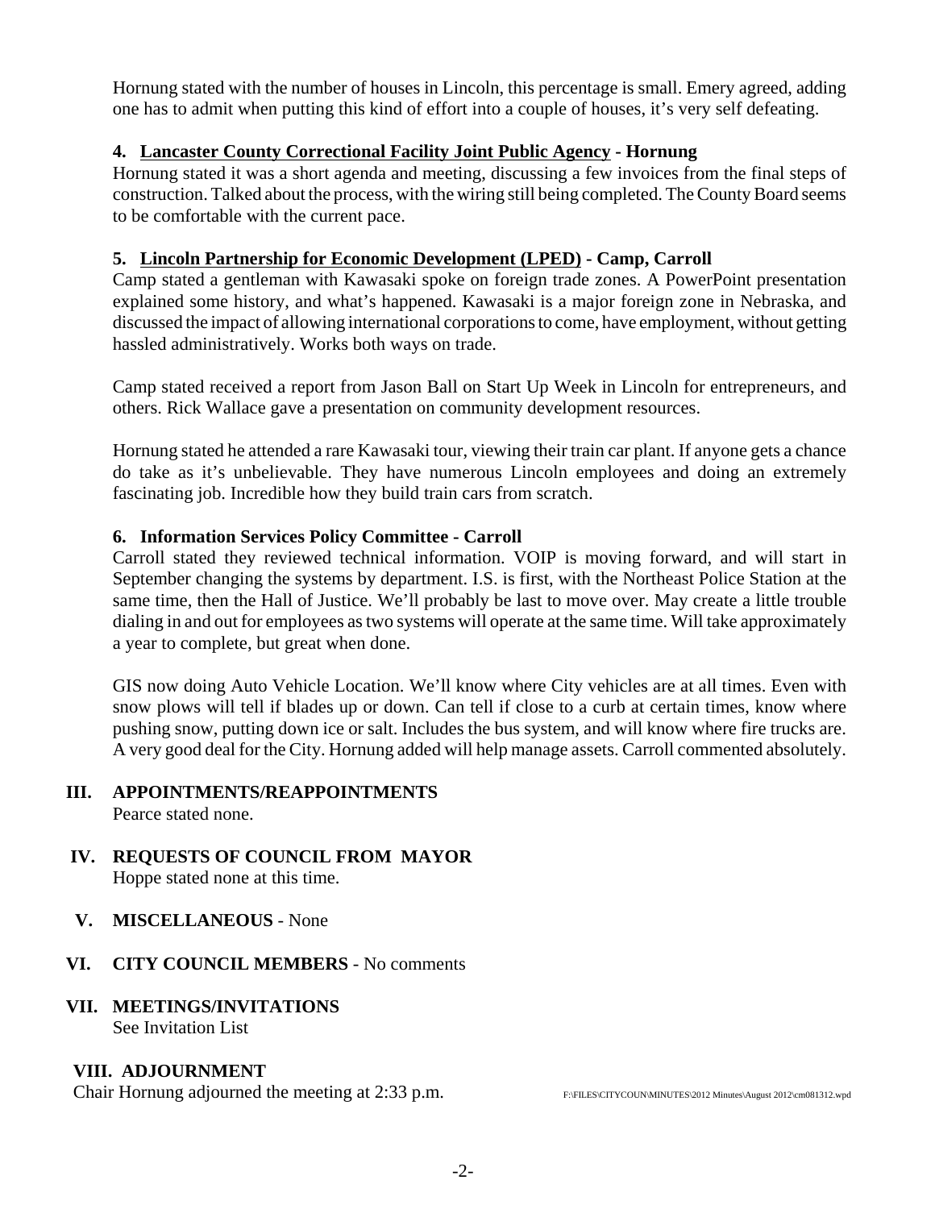Hornung stated with the number of houses in Lincoln, this percentage is small. Emery agreed, adding one has to admit when putting this kind of effort into a couple of houses, it's very self defeating.

**4. Lancaster County Correctional Facility Joint Public Agency - Hornung**
Hornung stated it was a short agenda and meeting, discussing a few invoices from the final steps of construction. Talked about the process, with the wiring still being completed. The County Board seems to be comfortable with the current pace.

**5. Lincoln Partnership for Economic Development (LPED) - Camp, Carroll**
Camp stated a gentleman with Kawasaki spoke on foreign trade zones. A PowerPoint presentation explained some history, and what's happened. Kawasaki is a major foreign zone in Nebraska, and discussed the impact of allowing international corporations to come, have employment, without getting hassled administratively. Works both ways on trade.

Camp stated received a report from Jason Ball on Start Up Week in Lincoln for entrepreneurs, and others. Rick Wallace gave a presentation on community development resources.

Hornung stated he attended a rare Kawasaki tour, viewing their train car plant. If anyone gets a chance do take as it's unbelievable. They have numerous Lincoln employees and doing an extremely fascinating job. Incredible how they build train cars from scratch.

**6. Information Services Policy Committee - Carroll**
Carroll stated they reviewed technical information. VOIP is moving forward, and will start in September changing the systems by department. I.S. is first, with the Northeast Police Station at the same time, then the Hall of Justice. We'll probably be last to move over. May create a little trouble dialing in and out for employees as two systems will operate at the same time. Will take approximately a year to complete, but great when done.

GIS now doing Auto Vehicle Location. We'll know where City vehicles are at all times. Even with snow plows will tell if blades up or down. Can tell if close to a curb at certain times, know where pushing snow, putting down ice or salt. Includes the bus system, and will know where fire trucks are. A very good deal for the City. Hornung added will help manage assets. Carroll commented absolutely.

## III. APPOINTMENTS/REAPPOINTMENTS
Pearce stated none.

## IV. REQUESTS OF COUNCIL FROM MAYOR
Hoppe stated none at this time.

## V. MISCELLANEOUS - None

## VI. CITY COUNCIL MEMBERS - No comments

## VII. MEETINGS/INVITATIONS
See Invitation List

## VIII. ADJOURNMENT
Chair Hornung adjourned the meeting at 2:33 p.m.

F:\FILES\CITYCOUN\MINUTES\2012 Minutes\August 2012\cm081312.wpd